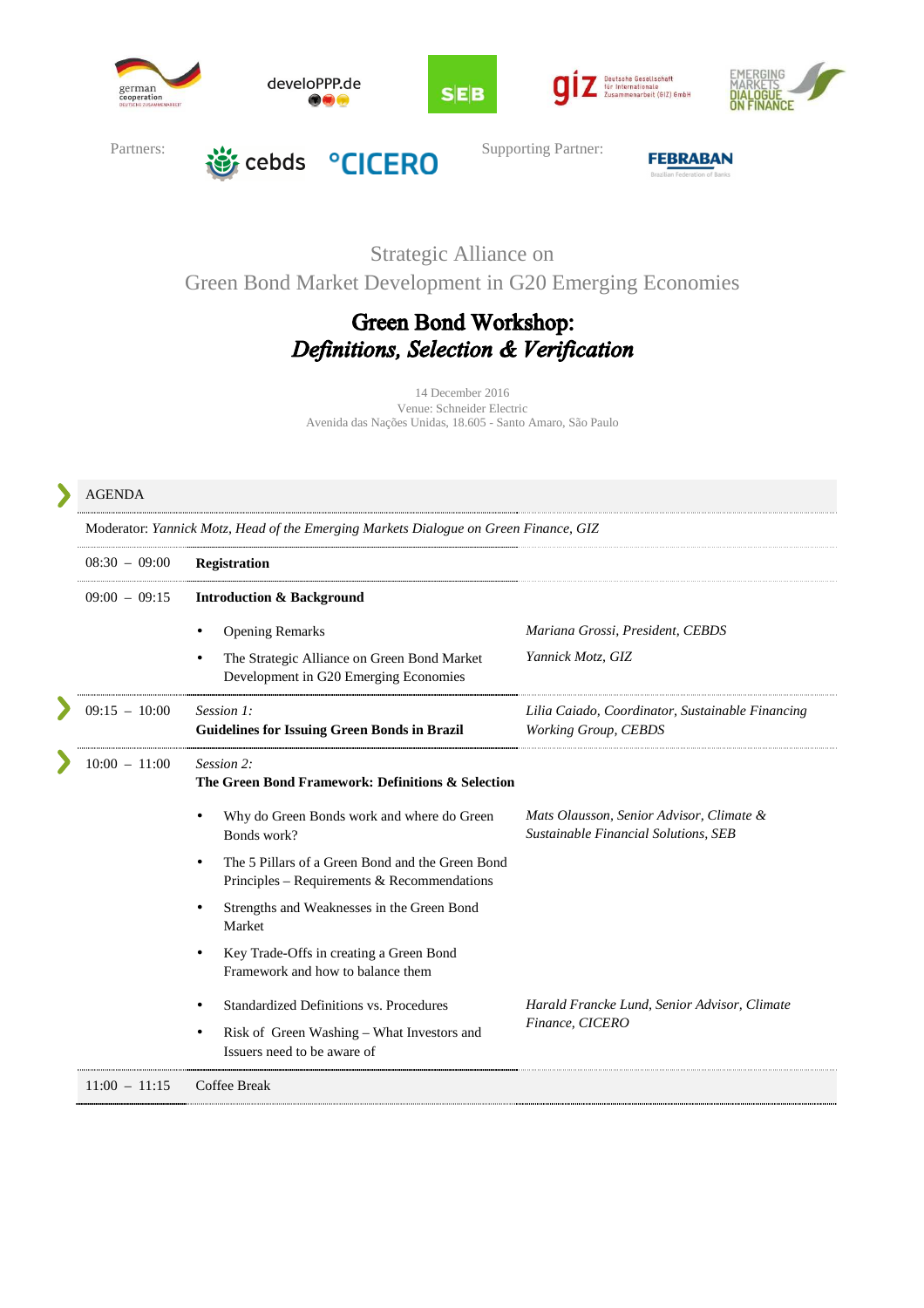german cooperation DEUTSCHE ZUSAMMENARBEIT | develoPPP.de | SEB | giz Deutsche Gesellschaft für Internationale Zusammenarbeit (GIZ) GmbH | EMERGING MARKETS DIALOGUE ON FINANCE

Partners: cebds °CICERO    Supporting Partner: FEBRABAN Brazilian Federation of Banks

Strategic Alliance on
Green Bond Market Development in G20 Emerging Economies

# Green Bond Workshop: *Definitions, Selection & Verification*

14 December 2016
Venue: Schneider Electric
Avenida das Nações Unidas, 18.605 - Santo Amaro, São Paulo

## AGENDA

Moderator: *Yannick Motz, Head of the Emerging Markets Dialogue on Green Finance, GIZ*

| Time | Agenda Item | Speaker |
|---|---|---|
| 08:30 – 09:00 | **Registration** | |
| 09:00 – 09:15 | **Introduction & Background** | |
| | • Opening Remarks | *Mariana Grossi, President, CEBDS* |
| | • The Strategic Alliance on Green Bond Market Development in G20 Emerging Economies | *Yannick Motz, GIZ* |
| 09:15 – 10:00 | *Session 1:* **Guidelines for Issuing Green Bonds in Brazil** | *Lilia Caiado, Coordinator, Sustainable Financing Working Group, CEBDS* |
| 10:00 – 11:00 | *Session 2:* **The Green Bond Framework: Definitions & Selection** | |
| | • Why do Green Bonds work and where do Green Bonds work? | *Mats Olausson, Senior Advisor, Climate & Sustainable Financial Solutions, SEB* |
| | • The 5 Pillars of a Green Bond and the Green Bond Principles – Requirements & Recommendations | |
| | • Strengths and Weaknesses in the Green Bond Market | |
| | • Key Trade-Offs in creating a Green Bond Framework and how to balance them | |
| | • Standardized Definitions vs. Procedures | *Harald Francke Lund, Senior Advisor, Climate Finance, CICERO* |
| | • Risk of Green Washing – What Investors and Issuers need to be aware of | |
| 11:00 – 11:15 | Coffee Break | |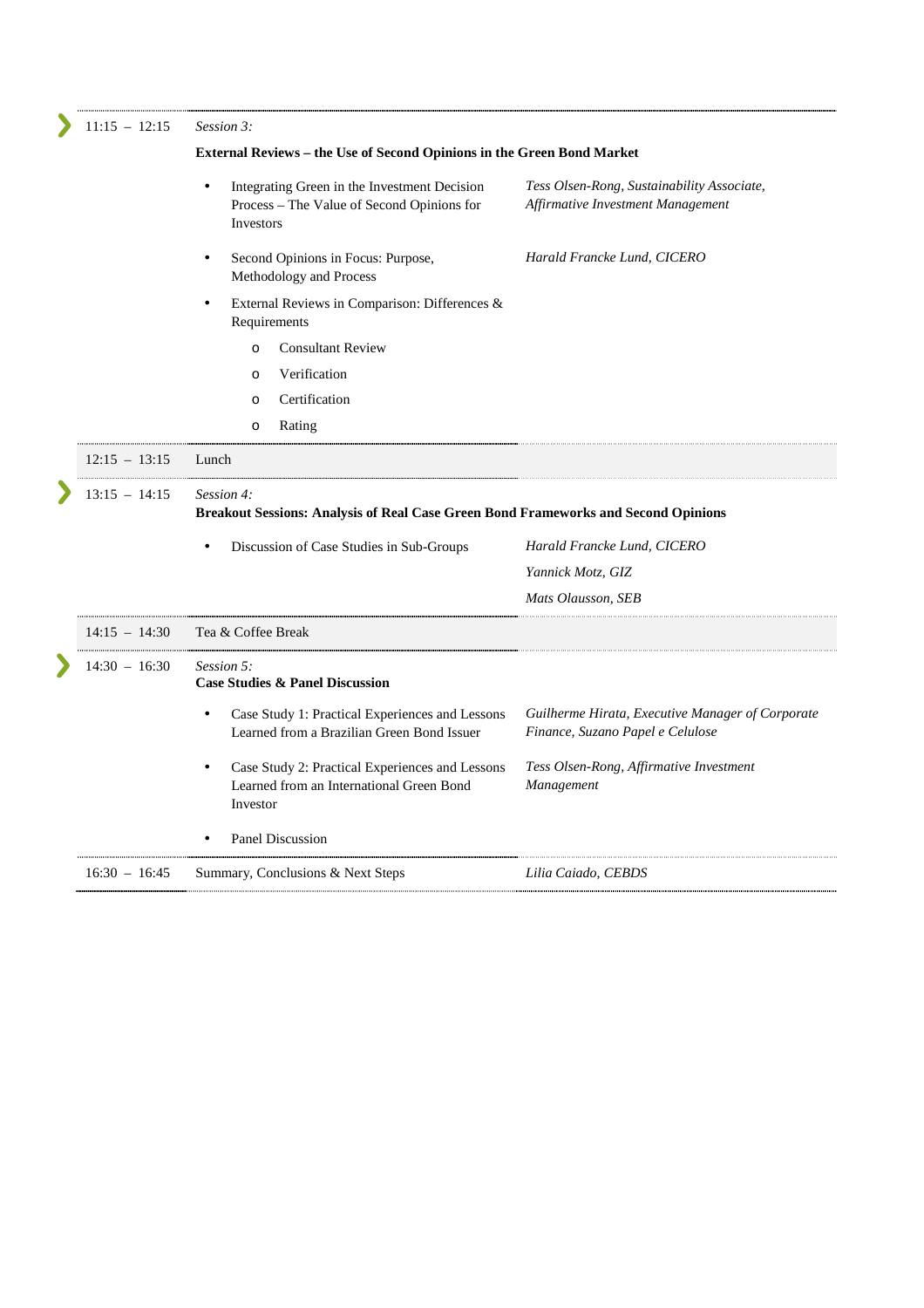| Time | Session | Speaker |
|---|---|---|
| 11:15 – 12:15 | *Session 3:* **External Reviews – the Use of Second Opinions in the Green Bond Market** | |
| | • Integrating Green in the Investment Decision Process – The Value of Second Opinions for Investors | *Tess Olsen-Rong, Sustainability Associate, Affirmative Investment Management* |
| | • Second Opinions in Focus: Purpose, Methodology and Process | *Harald Francke Lund, CICERO* |
| | • External Reviews in Comparison: Differences & Requirements<br>o Consultant Review<br>o Verification<br>o Certification<br>o Rating | |
| 12:15 – 13:15 | Lunch | |
| 13:15 – 14:15 | *Session 4:* **Breakout Sessions: Analysis of Real Case Green Bond Frameworks and Second Opinions** | |
| | • Discussion of Case Studies in Sub-Groups | *Harald Francke Lund, CICERO*<br>*Yannick Motz, GIZ*<br>*Mats Olausson, SEB* |
| 14:15 – 14:30 | Tea & Coffee Break | |
| 14:30 – 16:30 | *Session 5:* **Case Studies & Panel Discussion** | |
| | • Case Study 1: Practical Experiences and Lessons Learned from a Brazilian Green Bond Issuer | *Guilherme Hirata, Executive Manager of Corporate Finance, Suzano Papel e Celulose* |
| | • Case Study 2: Practical Experiences and Lessons Learned from an International Green Bond Investor | *Tess Olsen-Rong, Affirmative Investment Management* |
| | • Panel Discussion | |
| 16:30 – 16:45 | Summary, Conclusions & Next Steps | *Lilia Caiado, CEBDS* |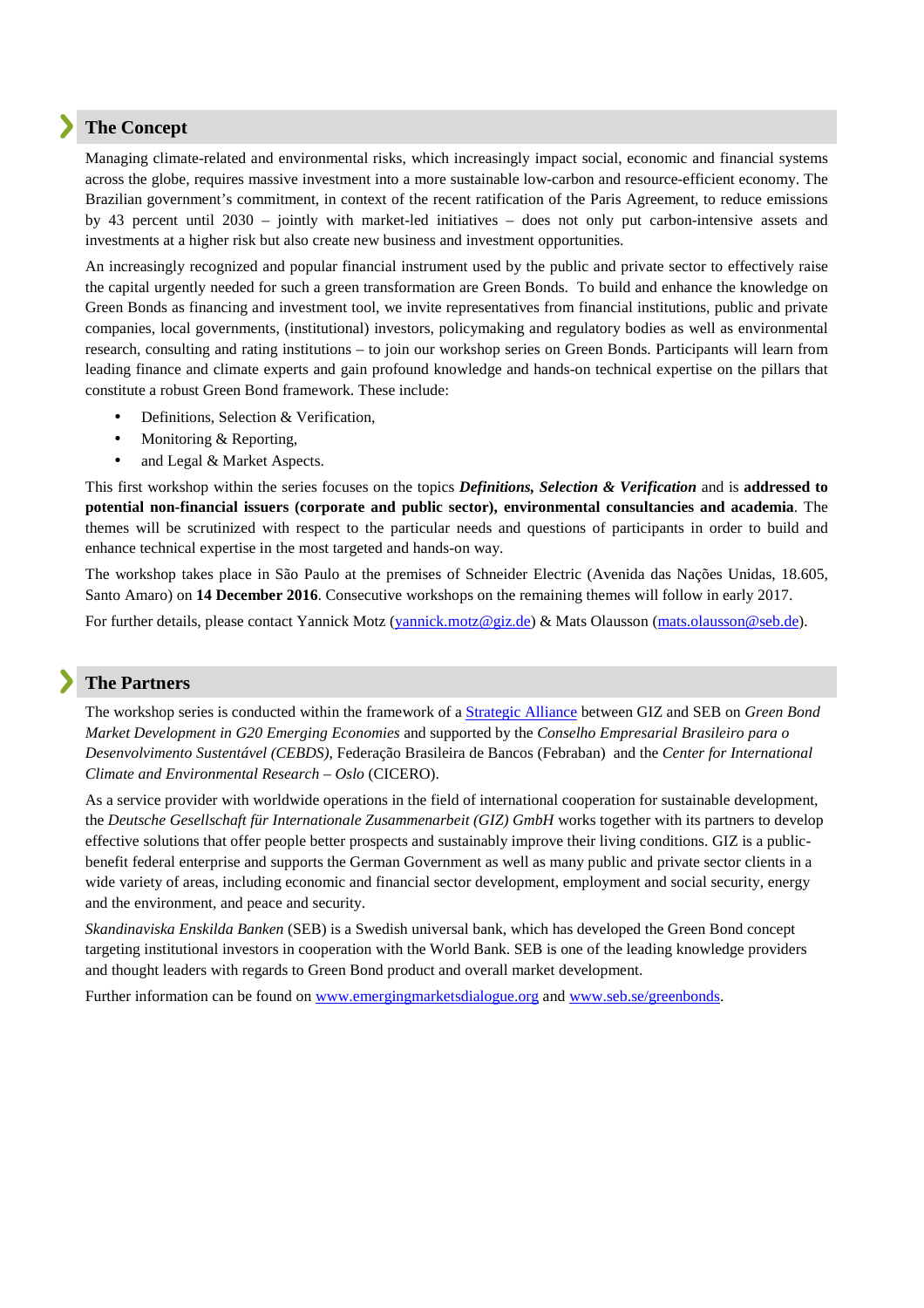## The Concept

Managing climate-related and environmental risks, which increasingly impact social, economic and financial systems across the globe, requires massive investment into a more sustainable low-carbon and resource-efficient economy. The Brazilian government's commitment, in context of the recent ratification of the Paris Agreement, to reduce emissions by 43 percent until 2030 – jointly with market-led initiatives – does not only put carbon-intensive assets and investments at a higher risk but also create new business and investment opportunities.

An increasingly recognized and popular financial instrument used by the public and private sector to effectively raise the capital urgently needed for such a green transformation are Green Bonds. To build and enhance the knowledge on Green Bonds as financing and investment tool, we invite representatives from financial institutions, public and private companies, local governments, (institutional) investors, policymaking and regulatory bodies as well as environmental research, consulting and rating institutions – to join our workshop series on Green Bonds. Participants will learn from leading finance and climate experts and gain profound knowledge and hands-on technical expertise on the pillars that constitute a robust Green Bond framework. These include:

- Definitions, Selection & Verification,
- Monitoring & Reporting,
- and Legal & Market Aspects.

This first workshop within the series focuses on the topics ***Definitions, Selection & Verification*** and is **addressed to potential non-financial issuers (corporate and public sector), environmental consultancies and academia**. The themes will be scrutinized with respect to the particular needs and questions of participants in order to build and enhance technical expertise in the most targeted and hands-on way.

The workshop takes place in São Paulo at the premises of Schneider Electric (Avenida das Nações Unidas, 18.605, Santo Amaro) on **14 December 2016**. Consecutive workshops on the remaining themes will follow in early 2017.

For further details, please contact Yannick Motz (yannick.motz@giz.de) & Mats Olausson (mats.olausson@seb.de).

## The Partners

The workshop series is conducted within the framework of a Strategic Alliance between GIZ and SEB on *Green Bond Market Development in G20 Emerging Economies* and supported by the *Conselho Empresarial Brasileiro para o Desenvolvimento Sustentável (CEBDS)*, Federação Brasileira de Bancos (Febraban) and the *Center for International Climate and Environmental Research – Oslo* (CICERO).

As a service provider with worldwide operations in the field of international cooperation for sustainable development, the *Deutsche Gesellschaft für Internationale Zusammenarbeit (GIZ) GmbH* works together with its partners to develop effective solutions that offer people better prospects and sustainably improve their living conditions. GIZ is a public-benefit federal enterprise and supports the German Government as well as many public and private sector clients in a wide variety of areas, including economic and financial sector development, employment and social security, energy and the environment, and peace and security.

*Skandinaviska Enskilda Banken* (SEB) is a Swedish universal bank, which has developed the Green Bond concept targeting institutional investors in cooperation with the World Bank. SEB is one of the leading knowledge providers and thought leaders with regards to Green Bond product and overall market development.

Further information can be found on www.emergingmarketsdialogue.org and www.seb.se/greenbonds.